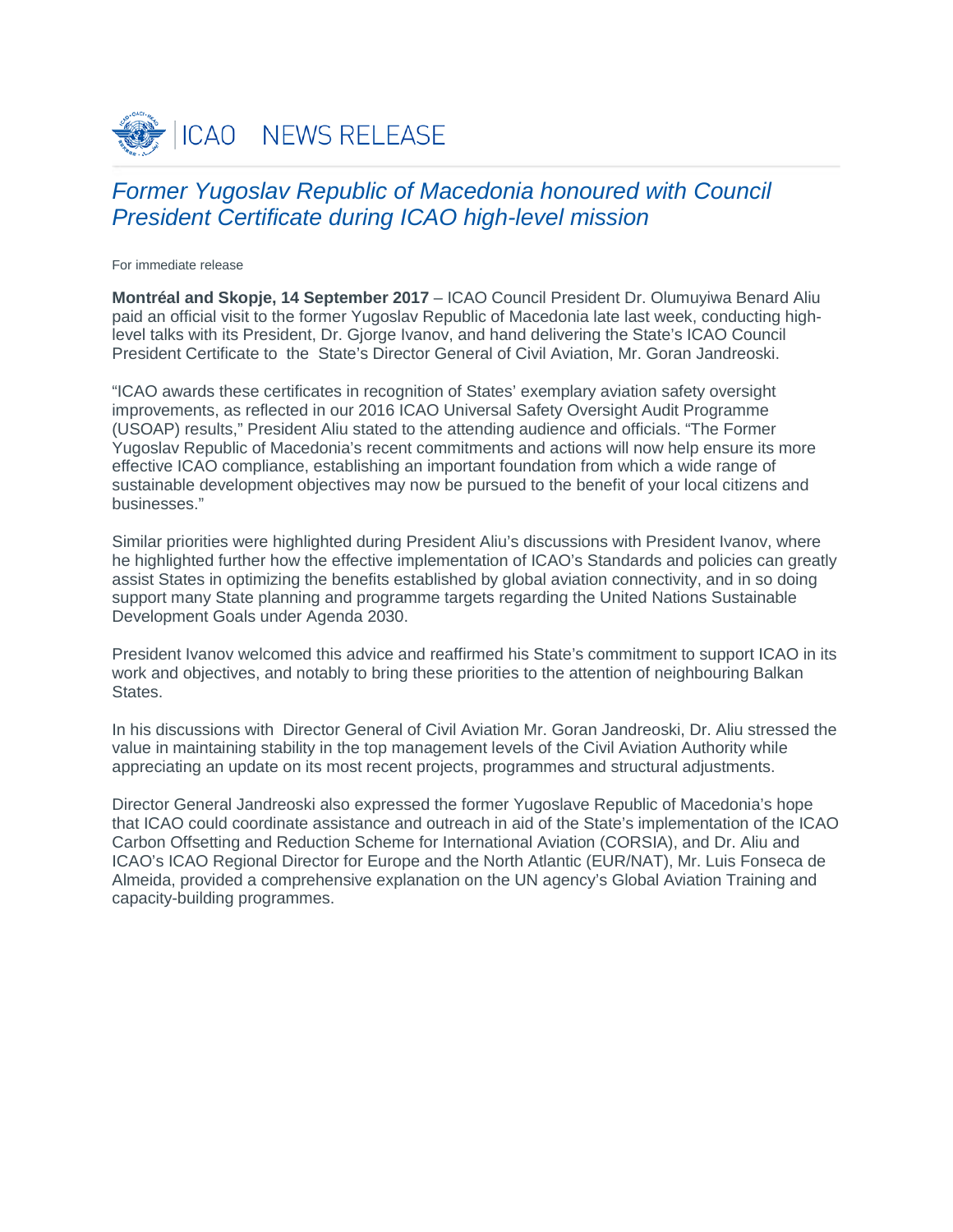# ICAO NEWS RELEASE

## *Former Yugoslav Republic of Macedonia honoured with Council President Certificate during ICAO high-level mission*

For immediate release

**Montréal and Skopje, 14 September 2017** – ICAO Council President Dr. Olumuyiwa Benard Aliu paid an official visit to the former Yugoslav Republic of Macedonia late last week, conducting high-level talks with its President, Dr. Gjorge Ivanov, and hand delivering the State's ICAO Council President Certificate to the State's Director General of Civil Aviation, Mr. Goran Jandreoski.

"ICAO awards these certificates in recognition of States' exemplary aviation safety oversight improvements, as reflected in our 2016 ICAO Universal Safety Oversight Audit Programme (USOAP) results," President Aliu stated to the attending audience and officials. "The Former Yugoslav Republic of Macedonia's recent commitments and actions will now help ensure its more effective ICAO compliance, establishing an important foundation from which a wide range of sustainable development objectives may now be pursued to the benefit of your local citizens and businesses."

Similar priorities were highlighted during President Aliu's discussions with President Ivanov, where he highlighted further how the effective implementation of ICAO's Standards and policies can greatly assist States in optimizing the benefits established by global aviation connectivity, and in so doing support many State planning and programme targets regarding the United Nations Sustainable Development Goals under Agenda 2030.

President Ivanov welcomed this advice and reaffirmed his State's commitment to support ICAO in its work and objectives, and notably to bring these priorities to the attention of neighbouring Balkan States.

In his discussions with Director General of Civil Aviation Mr. Goran Jandreoski, Dr. Aliu stressed the value in maintaining stability in the top management levels of the Civil Aviation Authority while appreciating an update on its most recent projects, programmes and structural adjustments.

Director General Jandreoski also expressed the former Yugoslave Republic of Macedonia's hope that ICAO could coordinate assistance and outreach in aid of the State's implementation of the ICAO Carbon Offsetting and Reduction Scheme for International Aviation (CORSIA), and Dr. Aliu and ICAO's ICAO Regional Director for Europe and the North Atlantic (EUR/NAT), Mr. Luis Fonseca de Almeida, provided a comprehensive explanation on the UN agency's Global Aviation Training and capacity-building programmes.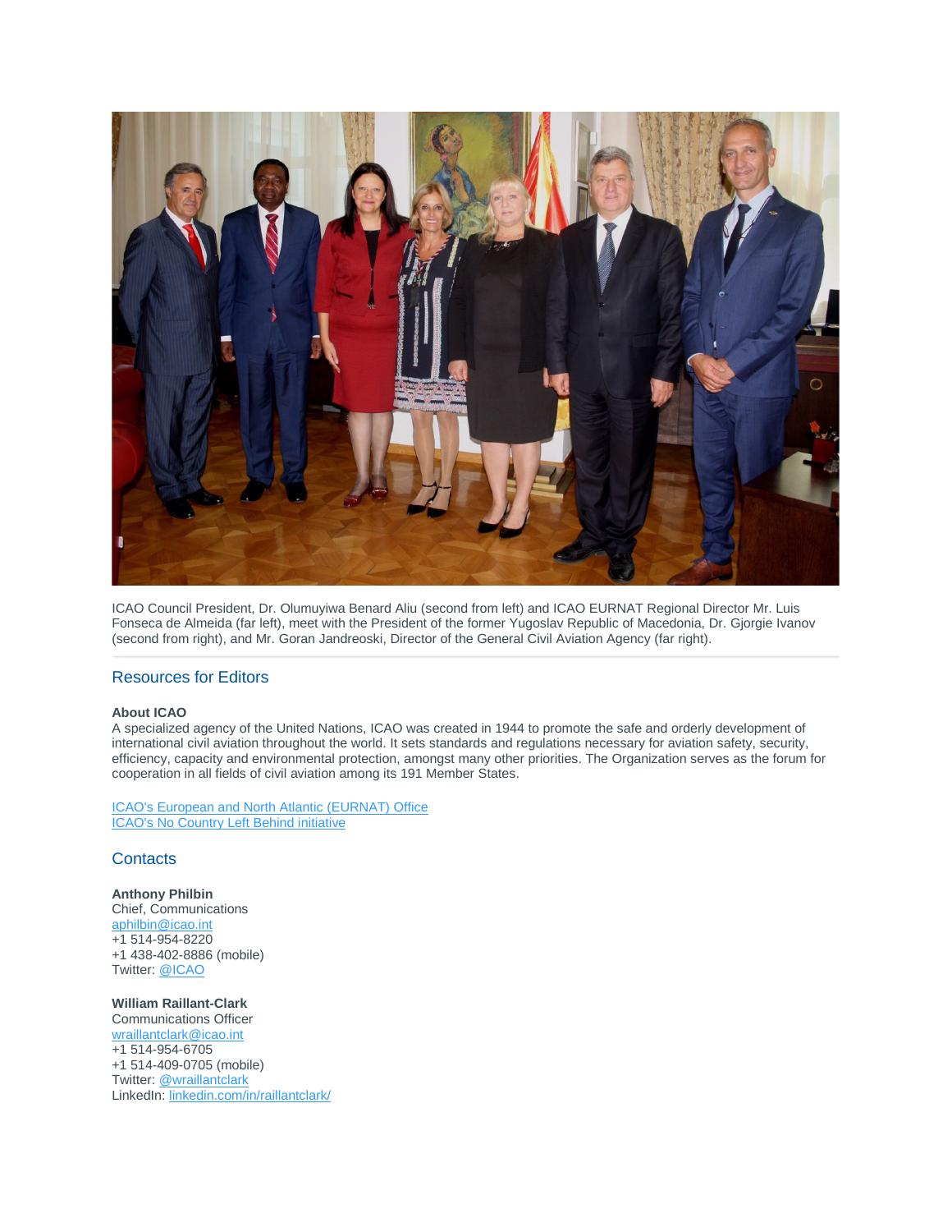ICAO Council President, Dr. Olumuyiwa Benard Aliu (second from left) and ICAO EURNAT Regional Director Mr. Luis Fonseca de Almeida (far left), meet with the President of the former Yugoslav Republic of Macedonia, Dr. Gjorgie Ivanov (second from right), and Mr. Goran Jandreoski, Director of the General Civil Aviation Agency (far right).

## Resources for Editors

**About ICAO**
A specialized agency of the United Nations, ICAO was created in 1944 to promote the safe and orderly development of international civil aviation throughout the world. It sets standards and regulations necessary for aviation safety, security, efficiency, capacity and environmental protection, amongst many other priorities. The Organization serves as the forum for cooperation in all fields of civil aviation among its 191 Member States.

ICAO's European and North Atlantic (EURNAT) Office
ICAO's No Country Left Behind initiative

## Contacts

**Anthony Philbin**
Chief, Communications
aphilbin@icao.int
+1 514-954-8220
+1 438-402-8886 (mobile)
Twitter: @ICAO

**William Raillant-Clark**
Communications Officer
wraillantclark@icao.int
+1 514-954-6705
+1 514-409-0705 (mobile)
Twitter: @wraillantclark
LinkedIn: linkedin.com/in/raillantclark/